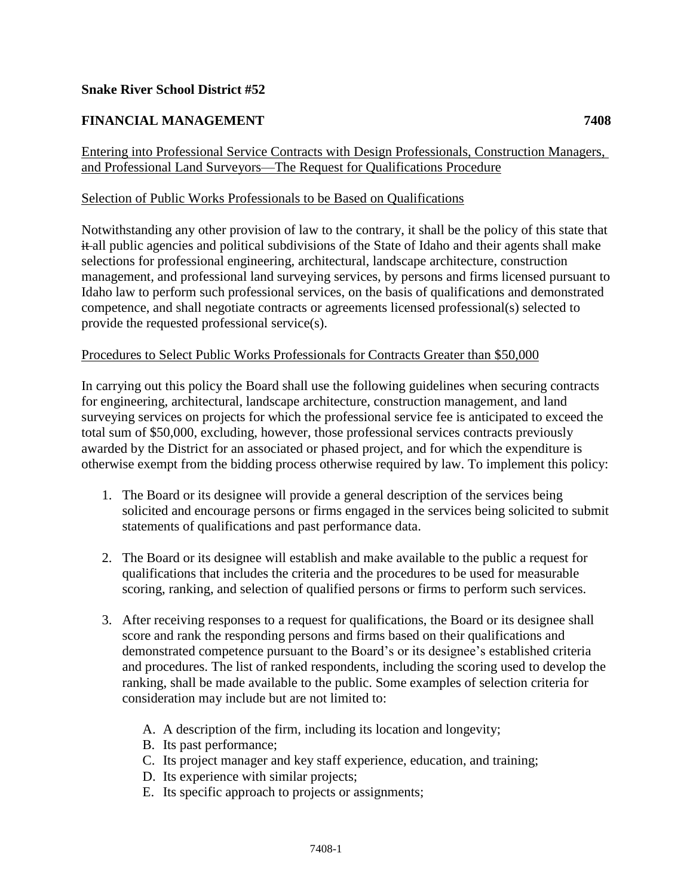**Snake River School District #52**

**FINANCIAL MANAGEMENT 7408**

Entering into Professional Service Contracts with Design Professionals, Construction Managers, and Professional Land Surveyors—The Request for Qualifications Procedure

Selection of Public Works Professionals to be Based on Qualifications

Notwithstanding any other provision of law to the contrary, it shall be the policy of this state that ~~it~~ all public agencies and political subdivisions of the State of Idaho and their agents shall make selections for professional engineering, architectural, landscape architecture, construction management, and professional land surveying services, by persons and firms licensed pursuant to Idaho law to perform such professional services, on the basis of qualifications and demonstrated competence, and shall negotiate contracts or agreements licensed professional(s) selected to provide the requested professional service(s).

Procedures to Select Public Works Professionals for Contracts Greater than $50,000

In carrying out this policy the Board shall use the following guidelines when securing contracts for engineering, architectural, landscape architecture, construction management, and land surveying services on projects for which the professional service fee is anticipated to exceed the total sum of $50,000, excluding, however, those professional services contracts previously awarded by the District for an associated or phased project, and for which the expenditure is otherwise exempt from the bidding process otherwise required by law. To implement this policy:

1. The Board or its designee will provide a general description of the services being solicited and encourage persons or firms engaged in the services being solicited to submit statements of qualifications and past performance data.

2. The Board or its designee will establish and make available to the public a request for qualifications that includes the criteria and the procedures to be used for measurable scoring, ranking, and selection of qualified persons or firms to perform such services.

3. After receiving responses to a request for qualifications, the Board or its designee shall score and rank the responding persons and firms based on their qualifications and demonstrated competence pursuant to the Board's or its designee's established criteria and procedures. The list of ranked respondents, including the scoring used to develop the ranking, shall be made available to the public. Some examples of selection criteria for consideration may include but are not limited to:

    A. A description of the firm, including its location and longevity;
    B. Its past performance;
    C. Its project manager and key staff experience, education, and training;
    D. Its experience with similar projects;
    E. Its specific approach to projects or assignments;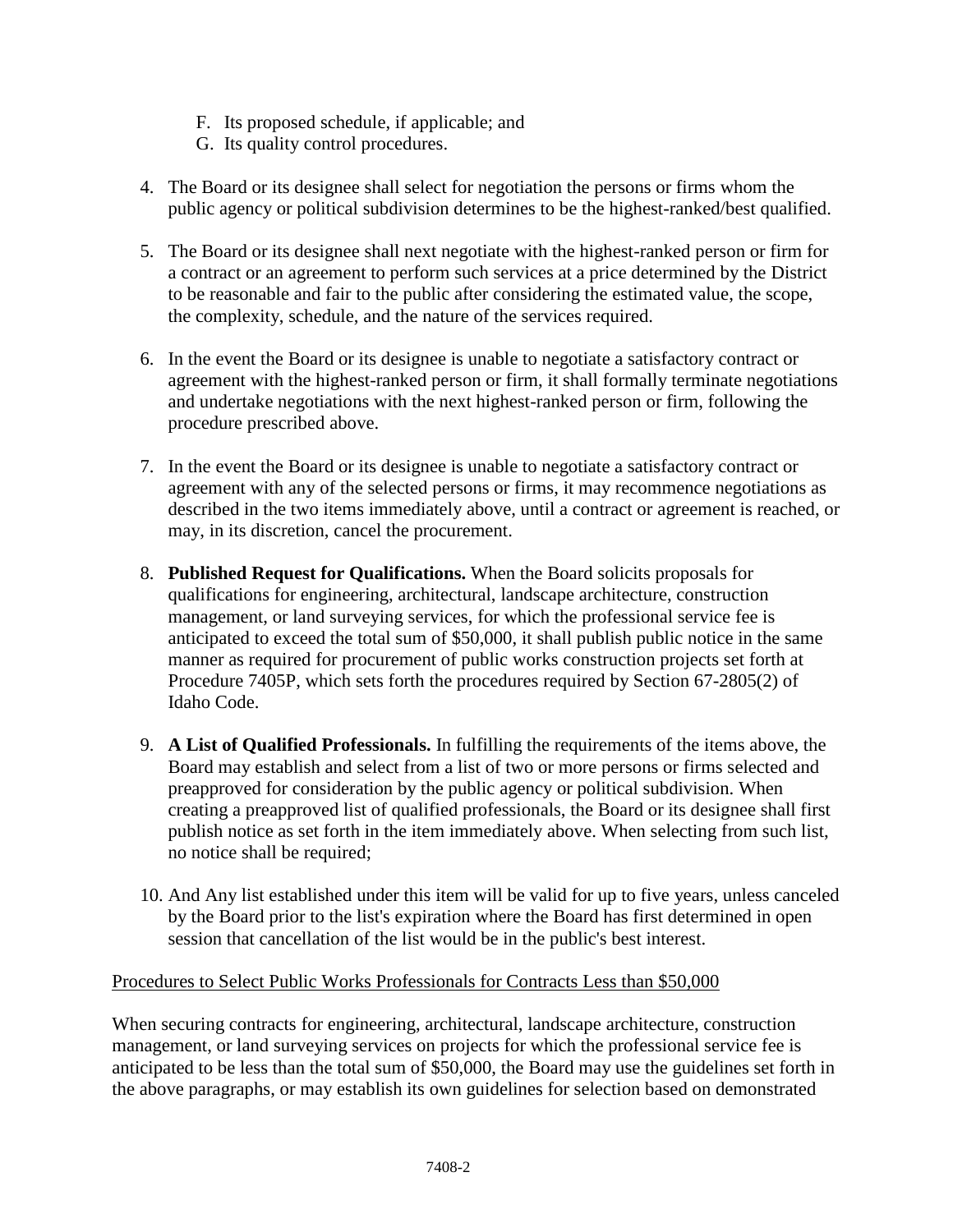F. Its proposed schedule, if applicable; and
G. Its quality control procedures.

4. The Board or its designee shall select for negotiation the persons or firms whom the public agency or political subdivision determines to be the highest-ranked/best qualified.

5. The Board or its designee shall next negotiate with the highest-ranked person or firm for a contract or an agreement to perform such services at a price determined by the District to be reasonable and fair to the public after considering the estimated value, the scope, the complexity, schedule, and the nature of the services required.

6. In the event the Board or its designee is unable to negotiate a satisfactory contract or agreement with the highest-ranked person or firm, it shall formally terminate negotiations and undertake negotiations with the next highest-ranked person or firm, following the procedure prescribed above.

7. In the event the Board or its designee is unable to negotiate a satisfactory contract or agreement with any of the selected persons or firms, it may recommence negotiations as described in the two items immediately above, until a contract or agreement is reached, or may, in its discretion, cancel the procurement.

8. **Published Request for Qualifications.** When the Board solicits proposals for qualifications for engineering, architectural, landscape architecture, construction management, or land surveying services, for which the professional service fee is anticipated to exceed the total sum of $50,000, it shall publish public notice in the same manner as required for procurement of public works construction projects set forth at Procedure 7405P, which sets forth the procedures required by Section 67-2805(2) of Idaho Code.

9. **A List of Qualified Professionals.** In fulfilling the requirements of the items above, the Board may establish and select from a list of two or more persons or firms selected and preapproved for consideration by the public agency or political subdivision. When creating a preapproved list of qualified professionals, the Board or its designee shall first publish notice as set forth in the item immediately above. When selecting from such list, no notice shall be required;

10. And Any list established under this item will be valid for up to five years, unless canceled by the Board prior to the list's expiration where the Board has first determined in open session that cancellation of the list would be in the public's best interest.

Procedures to Select Public Works Professionals for Contracts Less than $50,000

When securing contracts for engineering, architectural, landscape architecture, construction management, or land surveying services on projects for which the professional service fee is anticipated to be less than the total sum of $50,000, the Board may use the guidelines set forth in the above paragraphs, or may establish its own guidelines for selection based on demonstrated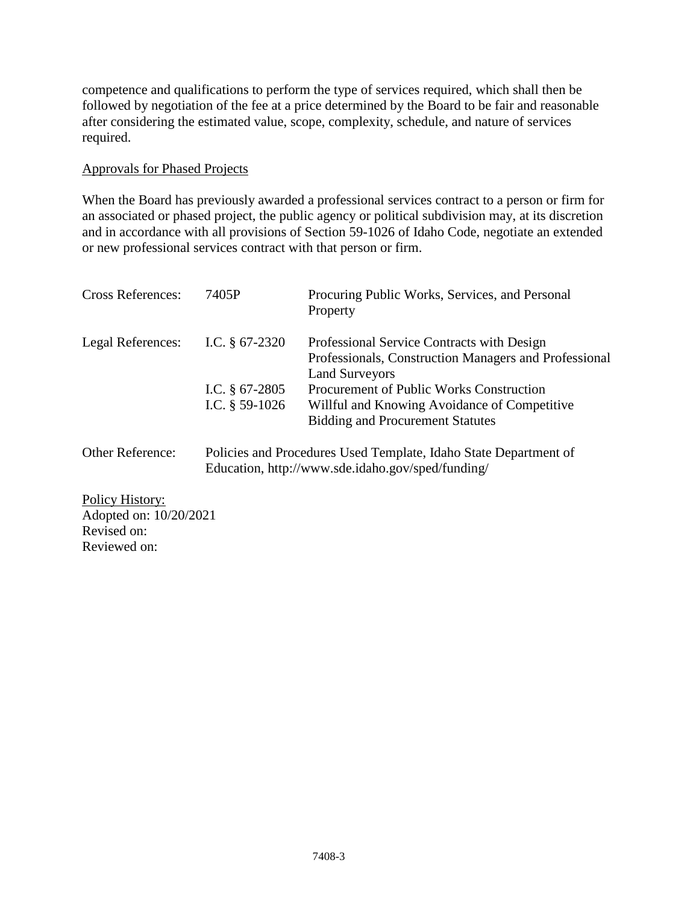competence and qualifications to perform the type of services required, which shall then be followed by negotiation of the fee at a price determined by the Board to be fair and reasonable after considering the estimated value, scope, complexity, schedule, and nature of services required.

Approvals for Phased Projects

When the Board has previously awarded a professional services contract to a person or firm for an associated or phased project, the public agency or political subdivision may, at its discretion and in accordance with all provisions of Section 59-1026 of Idaho Code, negotiate an extended or new professional services contract with that person or firm.

| | | |
|---|---|---|
| Cross References: | 7405P | Procuring Public Works, Services, and Personal Property |
| Legal References: | I.C. § 67-2320 | Professional Service Contracts with Design Professionals, Construction Managers and Professional Land Surveyors |
| | I.C. § 67-2805 | Procurement of Public Works Construction |
| | I.C. § 59-1026 | Willful and Knowing Avoidance of Competitive Bidding and Procurement Statutes |
| Other Reference: | Policies and Procedures Used Template, Idaho State Department of Education, http://www.sde.idaho.gov/sped/funding/ | |

Policy History:
Adopted on: 10/20/2021
Revised on:
Reviewed on: